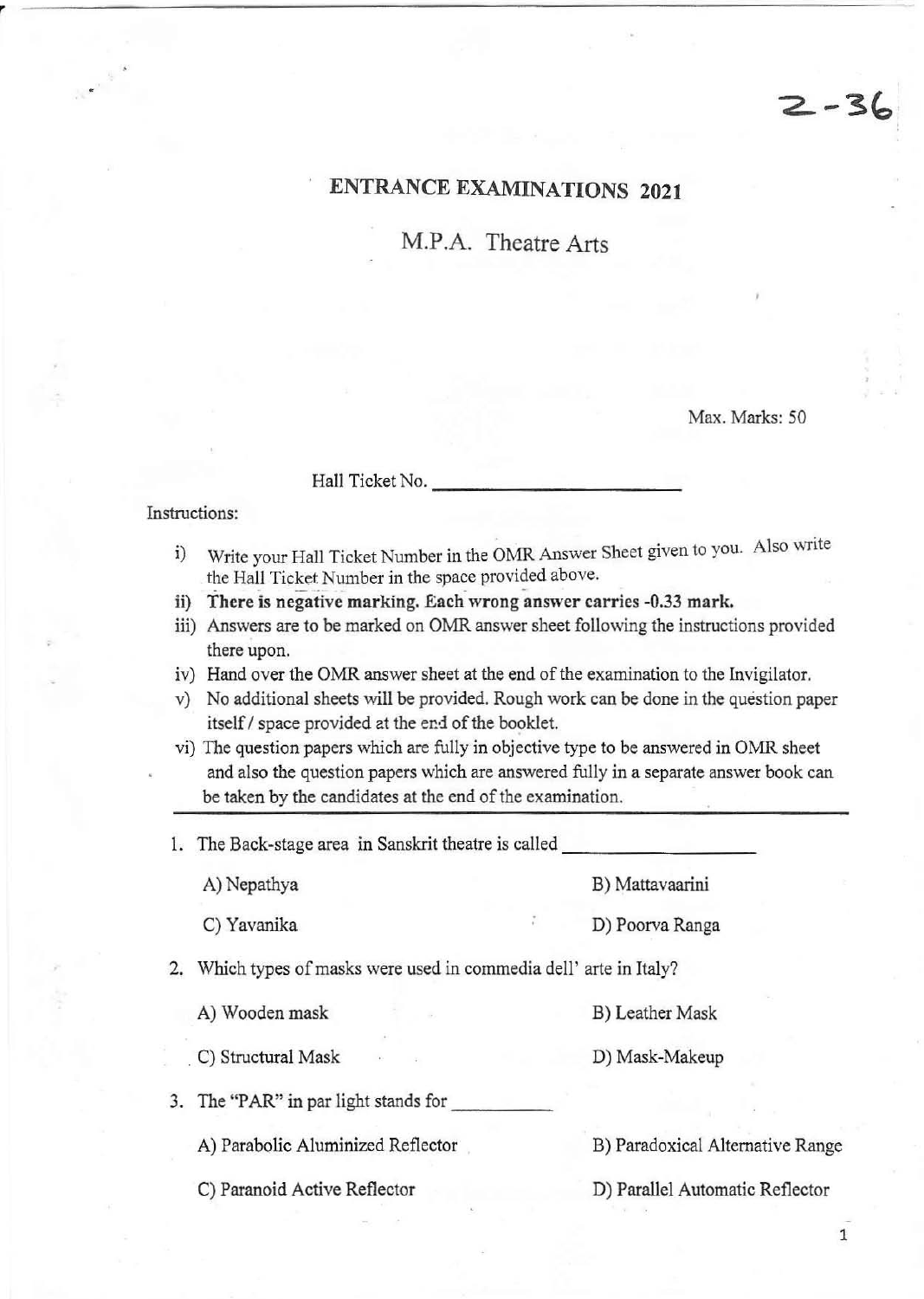2-36

# ENTRANCE EXAMINATIONS 2021

## M.P.A. Theatre Arts

Max. Marks: 50

Hall Ticket No. ____________________

Instructions:

i) Write your Hall Ticket Number in the OMR Answer Sheet given to you. Also write the Hall Ticket Number in the space provided above.

ii) **There is negative marking. Each wrong answer carries -0.33 mark.**

iii) Answers are to be marked on OMR answer sheet following the instructions provided there upon.

iv) Hand over the OMR answer sheet at the end of the examination to the Invigilator.

v) No additional sheets will be provided. Rough work can be done in the question paper itself / space provided at the end of the booklet.

vi) The question papers which are fully in objective type to be answered in OMR sheet and also the question papers which are answered fully in a separate answer book can be taken by the candidates at the end of the examination.

---

1. The Back-stage area in Sanskrit theatre is called ____________________

   A) Nepathya  
   B) Mattavaarini  
   C) Yavanika  
   D) Poorva Ranga

2. Which types of masks were used in commedia dell' arte in Italy?

   A) Wooden mask  
   B) Leather Mask  
   C) Structural Mask  
   D) Mask-Makeup

3. The "PAR" in par light stands for __________

   A) Parabolic Aluminized Reflector  
   B) Paradoxical Alternative Range  
   C) Paranoid Active Reflector  
   D) Parallel Automatic Reflector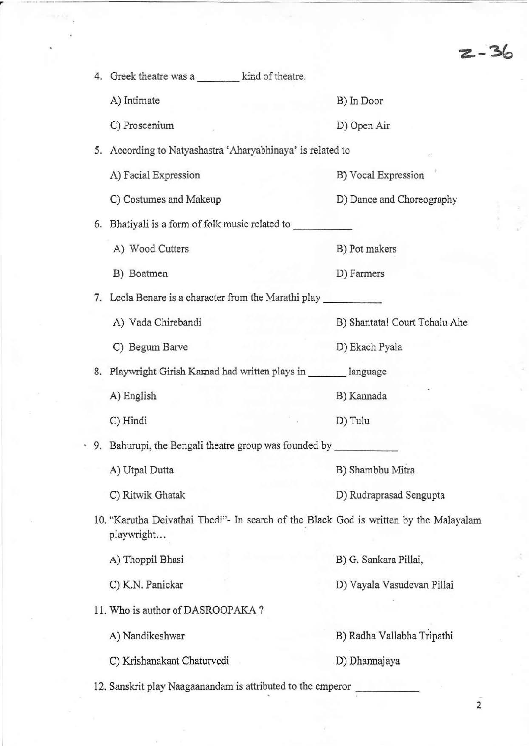z-36

4. Greek theatre was a ________ kind of theatre.

   A) Intimate
   B) In Door
   C) Proscenium
   D) Open Air

5. According to Natyashastra 'Aharyabhinaya' is related to

   A) Facial Expression
   B) Vocal Expression
   C) Costumes and Makeup
   D) Dance and Choreography

6. Bhatiyali is a form of folk music related to __________

   A) Wood Cutters
   B) Pot makers
   B) Boatmen
   D) Farmers

7. Leela Benare is a character from the Marathi play __________

   A) Vada Chirebandi
   B) Shantata! Court Tchalu Ahe
   C) Begum Barve
   D) Ekach Pyala

8. Playwright Girish Karnad had written plays in _______ language

   A) English
   B) Kannada
   C) Hindi
   D) Tulu

9. Bahurupi, the Bengali theatre group was founded by __________

   A) Utpal Dutta
   B) Shambhu Mitra
   C) Ritwik Ghatak
   D) Rudraprasad Sengupta

10. "Karutha Deivathai Thedi"- In search of the Black God is written by the Malayalam playwright...

    A) Thoppil Bhasi
    B) G. Sankara Pillai,
    C) K.N. Panickar
    D) Vayala Vasudevan Pillai

11. Who is author of DASROOPAKA ?

    A) Nandikeshwar
    B) Radha Vallabha Tripathi
    C) Krishanakant Chaturvedi
    D) Dhannajaya

12. Sanskrit play Naagaanandam is attributed to the emperor __________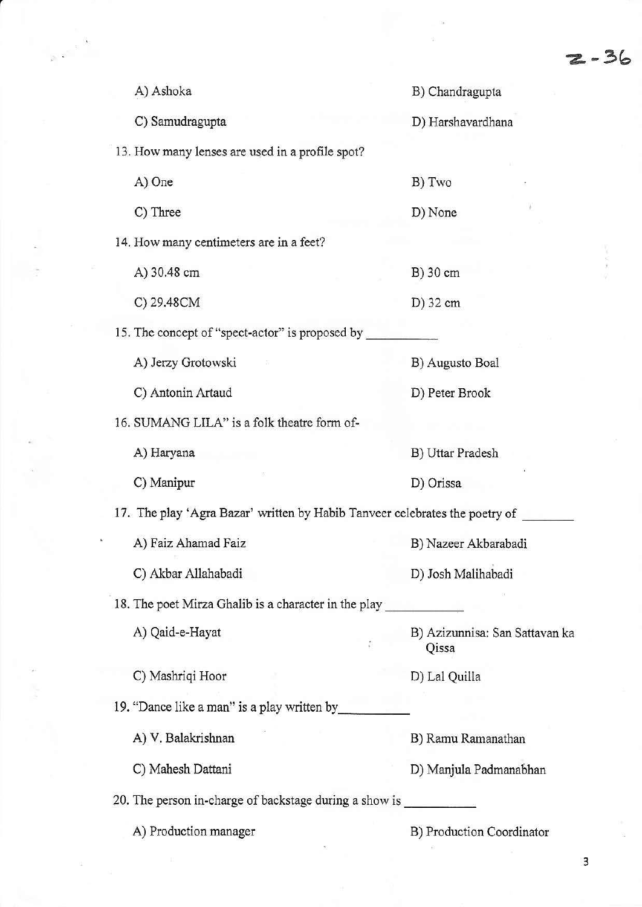A) Ashoka

B) Chandragupta

C) Samudragupta

D) Harshavardhana

13. How many lenses are used in a profile spot?

A) One

B) Two

C) Three

D) None

14. How many centimeters are in a feet?

A) 30.48 cm

B) 30 cm

C) 29.48CM

D) 32 cm

15. The concept of "spect-actor" is proposed by __________

A) Jerzy Grotowski

B) Augusto Boal

C) Antonin Artaud

D) Peter Brook

16. SUMANG LILA" is a folk theatre form of-

A) Haryana

B) Uttar Pradesh

C) Manipur

D) Orissa

17. The play 'Agra Bazar' written by Habib Tanveer celebrates the poetry of ________

A) Faiz Ahamad Faiz

B) Nazeer Akbarabadi

C) Akbar Allahabadi

D) Josh Malihabadi

18. The poet Mirza Ghalib is a character in the play ___________

A) Qaid-e-Hayat

B) Azizunnisa: San Sattavan ka Qissa

C) Mashriqi Hoor

D) Lal Quilla

19. "Dance like a man" is a play written by__________

A) V. Balakrishnan

B) Ramu Ramanathan

C) Mahesh Dattani

D) Manjula Padmanabhan

20. The person in-charge of backstage during a show is __________

A) Production manager

B) Production Coordinator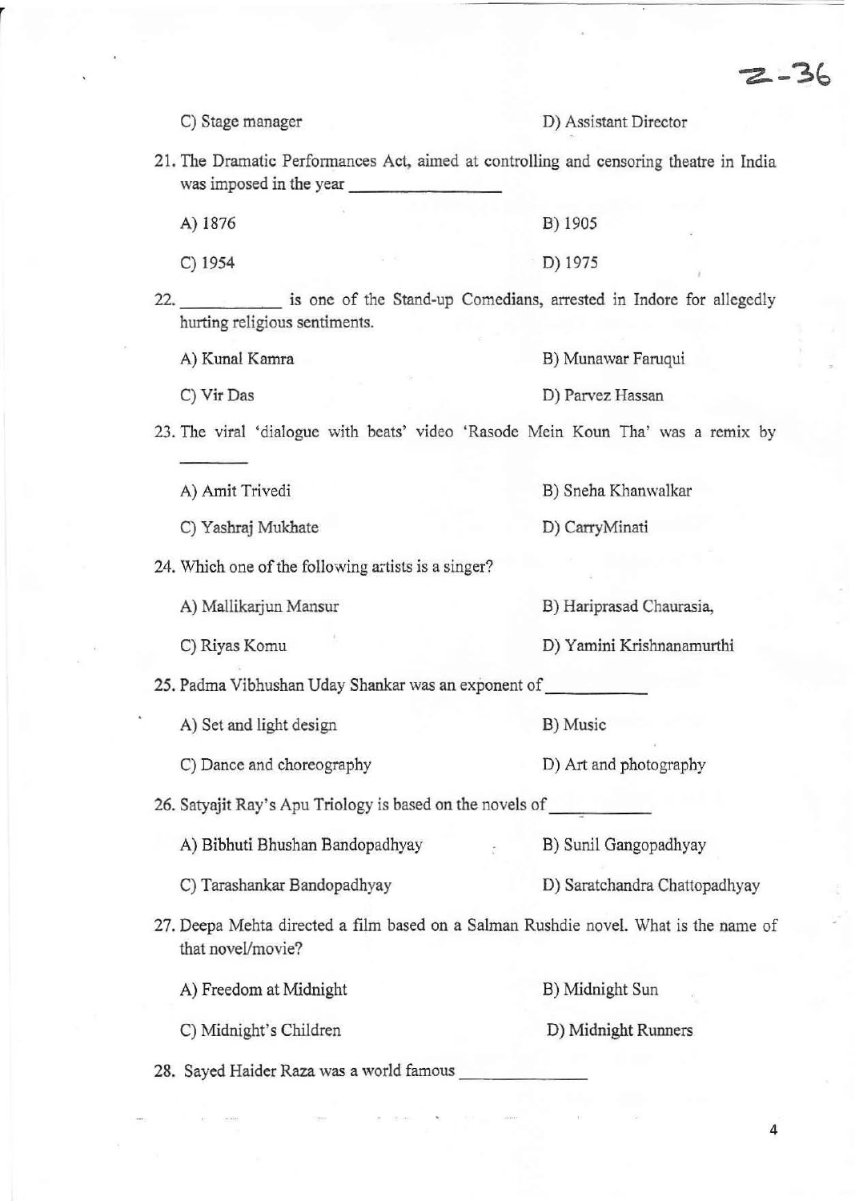C) Stage manager D) Assistant Director

21. The Dramatic Performances Act, aimed at controlling and censoring theatre in India was imposed in the year ________________

A) 1876 B) 1905

C) 1954 D) 1975

22. ____________ is one of the Stand-up Comedians, arrested in Indore for allegedly hurting religious sentiments.

A) Kunal Kamra B) Munawar Faruqui

C) Vir Das D) Parvez Hassan

23. The viral 'dialogue with beats' video 'Rasode Mein Koun Tha' was a remix by ________

A) Amit Trivedi B) Sneha Khanwalkar

C) Yashraj Mukhate D) CarryMinati

24. Which one of the following artists is a singer?

A) Mallikarjun Mansur B) Hariprasad Chaurasia,

C) Riyas Komu D) Yamini Krishnanamurthi

25. Padma Vibhushan Uday Shankar was an exponent of ____________

A) Set and light design B) Music

C) Dance and choreography D) Art and photography

26. Satyajit Ray's Apu Triology is based on the novels of ____________

A) Bibhuti Bhushan Bandopadhyay B) Sunil Gangopadhyay

C) Tarashankar Bandopadhyay D) Saratchandra Chattopadhyay

27. Deepa Mehta directed a film based on a Salman Rushdie novel. What is the name of that novel/movie?

A) Freedom at Midnight B) Midnight Sun

C) Midnight's Children D) Midnight Runners

28. Sayed Haider Raza was a world famous ______________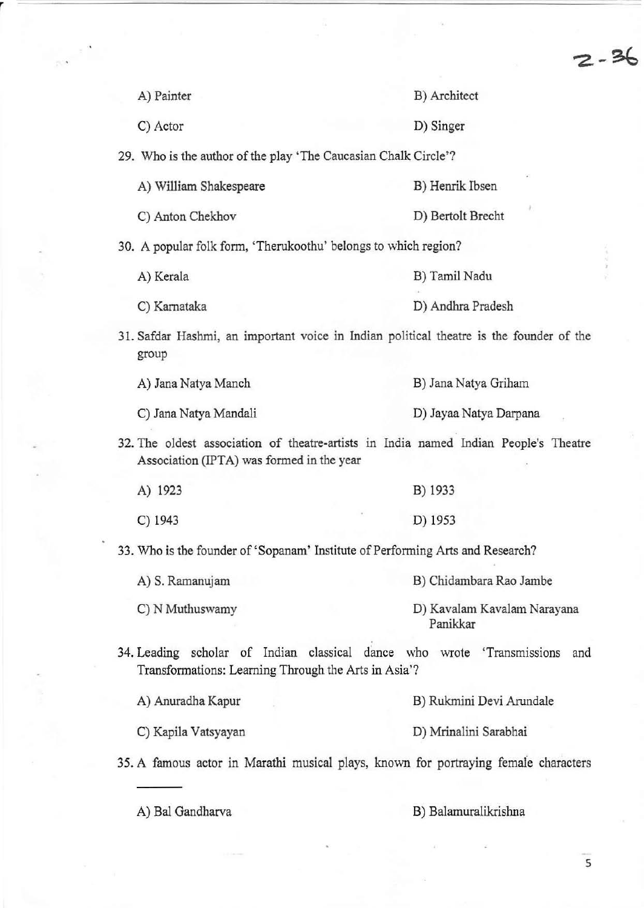A) Painter

B) Architect

C) Actor

D) Singer

29. Who is the author of the play 'The Caucasian Chalk Circle'?

A) William Shakespeare

B) Henrik Ibsen

C) Anton Chekhov

D) Bertolt Brecht

30. A popular folk form, 'Therukoothu' belongs to which region?

A) Kerala

B) Tamil Nadu

C) Karnataka

D) Andhra Pradesh

31. Safdar Hashmi, an important voice in Indian political theatre is the founder of the group

A) Jana Natya Manch

B) Jana Natya Griham

C) Jana Natya Mandali

D) Jayaa Natya Darpana

32. The oldest association of theatre-artists in India named Indian People's Theatre Association (IPTA) was formed in the year

A) 1923

B) 1933

C) 1943

D) 1953

33. Who is the founder of 'Sopanam' Institute of Performing Arts and Research?

A) S. Ramanujam

B) Chidambara Rao Jambe

C) N Muthuswamy

D) Kavalam Kavalam Narayana Panikkar

34. Leading scholar of Indian classical dance who wrote 'Transmissions and Transformations: Learning Through the Arts in Asia'?

A) Anuradha Kapur

B) Rukmini Devi Arundale

C) Kapila Vatsyayan

D) Mrinalini Sarabhai

35. A famous actor in Marathi musical plays, known for portraying female characters \_\_\_\_\_\_

A) Bal Gandharva

B) Balamuralikrishna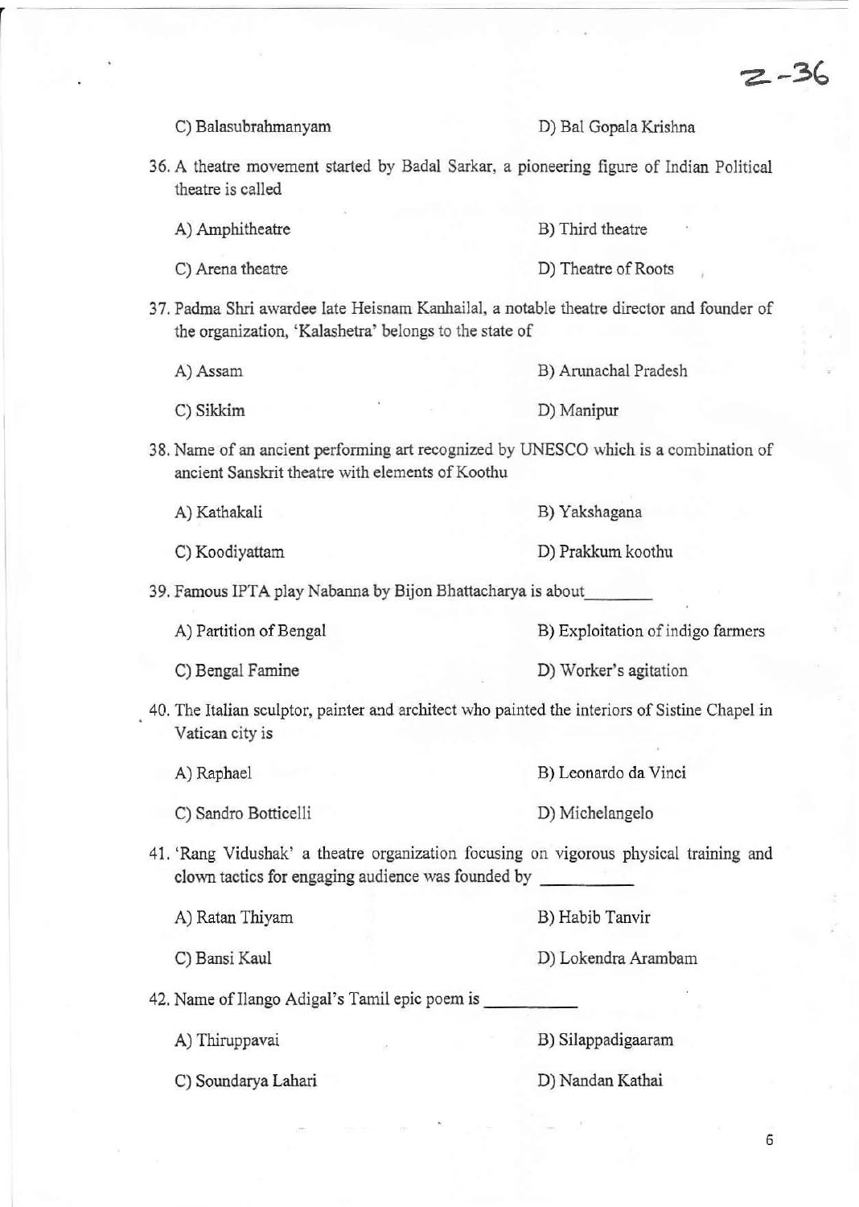C) Balasubrahmanyam D) Bal Gopala Krishna

36. A theatre movement started by Badal Sarkar, a pioneering figure of Indian Political theatre is called

    A) Amphitheatre B) Third theatre

    C) Arena theatre D) Theatre of Roots

37. Padma Shri awardee late Heisnam Kanhailal, a notable theatre director and founder of the organization, 'Kalashetra' belongs to the state of

    A) Assam B) Arunachal Pradesh

    C) Sikkim D) Manipur

38. Name of an ancient performing art recognized by UNESCO which is a combination of ancient Sanskrit theatre with elements of Koothu

    A) Kathakali B) Yakshagana

    C) Koodiyattam D) Prakkum koothu

39. Famous IPTA play Nabanna by Bijon Bhattacharya is about________

    A) Partition of Bengal B) Exploitation of indigo farmers

    C) Bengal Famine D) Worker's agitation

40. The Italian sculptor, painter and architect who painted the interiors of Sistine Chapel in Vatican city is

    A) Raphael B) Leonardo da Vinci

    C) Sandro Botticelli D) Michelangelo

41. 'Rang Vidushak' a theatre organization focusing on vigorous physical training and clown tactics for engaging audience was founded by __________

    A) Ratan Thiyam B) Habib Tanvir

    C) Bansi Kaul D) Lokendra Arambam

42. Name of Ilango Adigal's Tamil epic poem is __________

    A) Thiruppavai B) Silappadigaaram

    C) Soundarya Lahari D) Nandan Kathai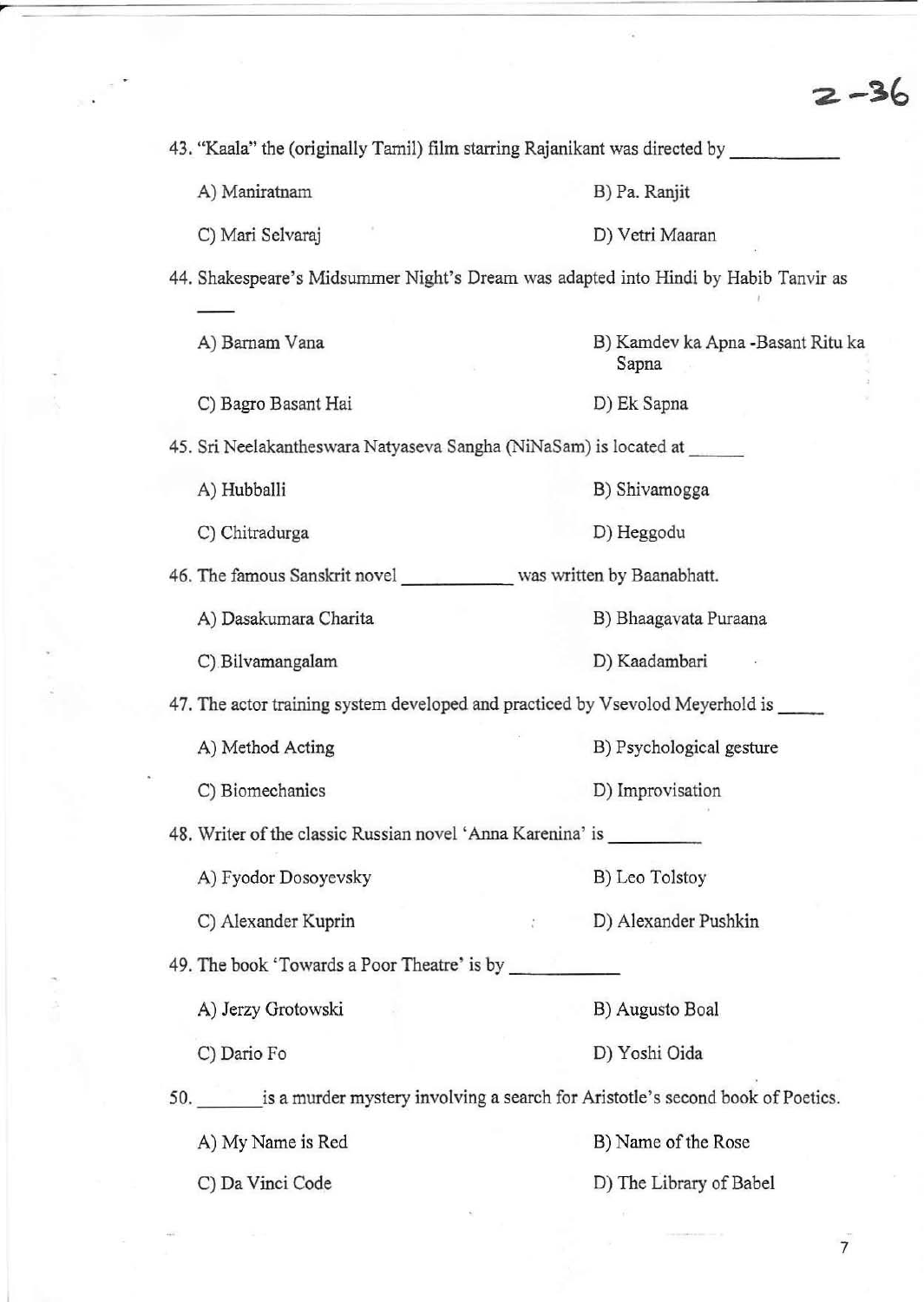43. "Kaala" the (originally Tamil) film starring Rajanikant was directed by ___________

A) Maniratnam

B) Pa. Ranjit

C) Mari Selvaraj

D) Vetri Maaran

44. Shakespeare's Midsummer Night's Dream was adapted into Hindi by Habib Tanvir as ___

A) Barnam Vana

B) Kamdev ka Apna -Basant Ritu ka Sapna

C) Bagro Basant Hai

D) Ek Sapna

45. Sri Neelakantheswara Natyaseva Sangha (NiNaSam) is located at ______

A) Hubballi

B) Shivamogga

C) Chitradurga

D) Heggodu

46. The famous Sanskrit novel ___________ was written by Baanabhatt.

A) Dasakumara Charita

B) Bhaagavata Puraana

C) Bilvamangalam

D) Kaadambari

47. The actor training system developed and practiced by Vsevolod Meyerhold is _____

A) Method Acting

B) Psychological gesture

C) Biomechanics

D) Improvisation

48. Writer of the classic Russian novel 'Anna Karenina' is _________

A) Fyodor Dosoyevsky

B) Leo Tolstoy

C) Alexander Kuprin

D) Alexander Pushkin

49. The book 'Towards a Poor Theatre' is by ___________

A) Jerzy Grotowski

B) Augusto Boal

C) Dario Fo

D) Yoshi Oida

50. _______ is a murder mystery involving a search for Aristotle's second book of Poetics.

A) My Name is Red

B) Name of the Rose

C) Da Vinci Code

D) The Library of Babel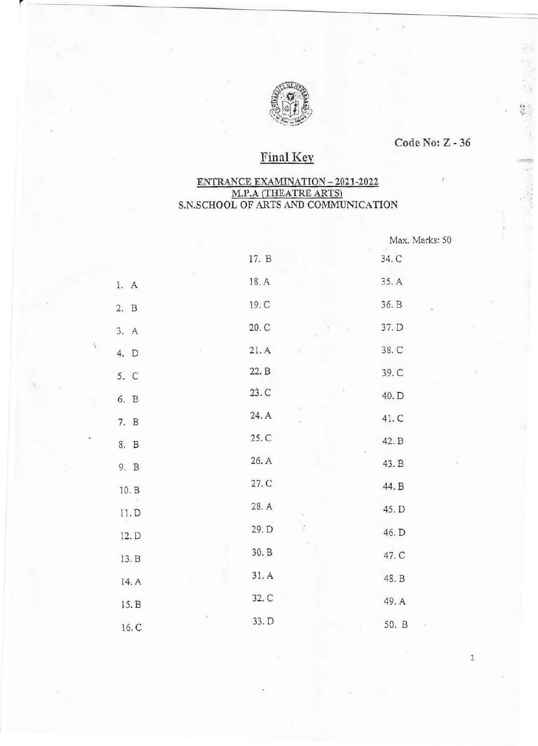Code No: Z - 36

# Final Key

## ENTRANCE EXAMINATION – 2021-2022
## M.P.A (THEATRE ARTS)
## S.N.SCHOOL OF ARTS AND COMMUNICATION

Max. Marks: 50

| | | |
|---|---|---|
| 1. A | 17. B | 34. C |
| 2. B | 18. A | 35. A |
| 3. A | 19. C | 36. B |
| 4. D | 20. C | 37. D |
| 5. C | 21. A | 38. C |
| 6. B | 22. B | 39. C |
| 7. B | 23. C | 40. D |
| 8. B | 24. A | 41. C |
| 9. B | 25. C | 42. B |
| 10. B | 26. A | 43. B |
| 11. D | 27. C | 44. B |
| 12. D | 28. A | 45. D |
| 13. B | 29. D | 46. D |
| 14. A | 30. B | 47. C |
| 15. B | 31. A | 48. B |
| 16. C | 32. C | 49. A |
| | 33. D | 50. B |